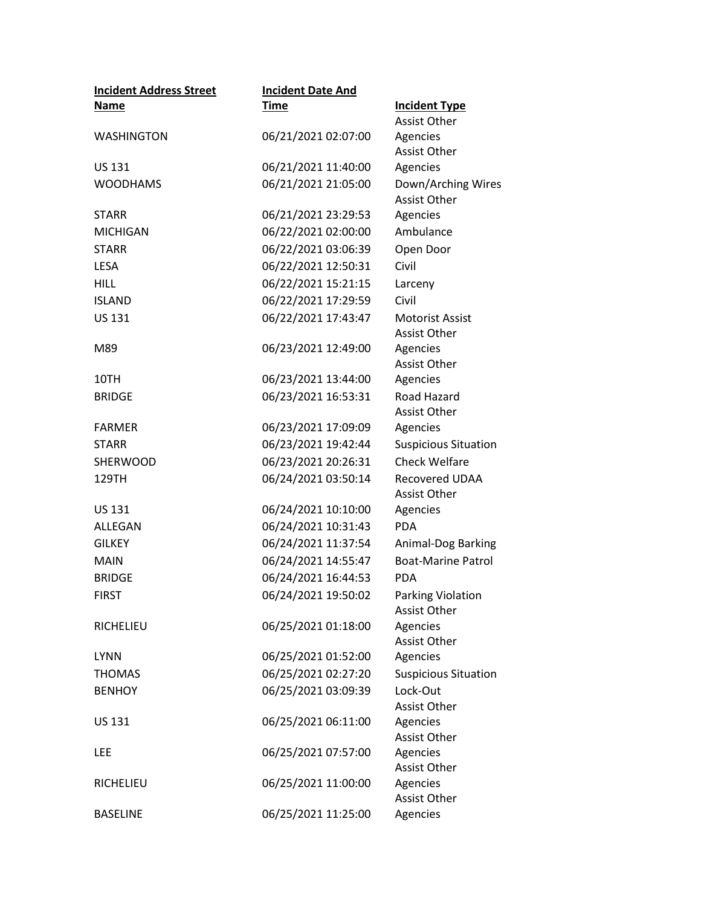| Incident Address Street Name | Incident Date And Time | Incident Type |
|---|---|---|
| WASHINGTON | 06/21/2021 02:07:00 | Assist Other Agencies |
| US 131 | 06/21/2021 11:40:00 | Assist Other Agencies |
| WOODHAMS | 06/21/2021 21:05:00 | Down/Arching Wires |
| STARR | 06/21/2021 23:29:53 | Assist Other Agencies |
| MICHIGAN | 06/22/2021 02:00:00 | Ambulance |
| STARR | 06/22/2021 03:06:39 | Open Door |
| LESA | 06/22/2021 12:50:31 | Civil |
| HILL | 06/22/2021 15:21:15 | Larceny |
| ISLAND | 06/22/2021 17:29:59 | Civil |
| US 131 | 06/22/2021 17:43:47 | Motorist Assist |
| M89 | 06/23/2021 12:49:00 | Assist Other Agencies |
| 10TH | 06/23/2021 13:44:00 | Assist Other Agencies |
| BRIDGE | 06/23/2021 16:53:31 | Road Hazard |
| FARMER | 06/23/2021 17:09:09 | Assist Other Agencies |
| STARR | 06/23/2021 19:42:44 | Suspicious Situation |
| SHERWOOD | 06/23/2021 20:26:31 | Check Welfare |
| 129TH | 06/24/2021 03:50:14 | Recovered UDAA |
| US 131 | 06/24/2021 10:10:00 | Assist Other Agencies |
| ALLEGAN | 06/24/2021 10:31:43 | PDA |
| GILKEY | 06/24/2021 11:37:54 | Animal-Dog Barking |
| MAIN | 06/24/2021 14:55:47 | Boat-Marine Patrol |
| BRIDGE | 06/24/2021 16:44:53 | PDA |
| FIRST | 06/24/2021 19:50:02 | Parking Violation |
| RICHELIEU | 06/25/2021 01:18:00 | Assist Other Agencies |
| LYNN | 06/25/2021 01:52:00 | Assist Other Agencies |
| THOMAS | 06/25/2021 02:27:20 | Suspicious Situation |
| BENHOY | 06/25/2021 03:09:39 | Lock-Out |
| US 131 | 06/25/2021 06:11:00 | Assist Other Agencies |
| LEE | 06/25/2021 07:57:00 | Assist Other Agencies |
| RICHELIEU | 06/25/2021 11:00:00 | Assist Other Agencies |
| BASELINE | 06/25/2021 11:25:00 | Assist Other Agencies |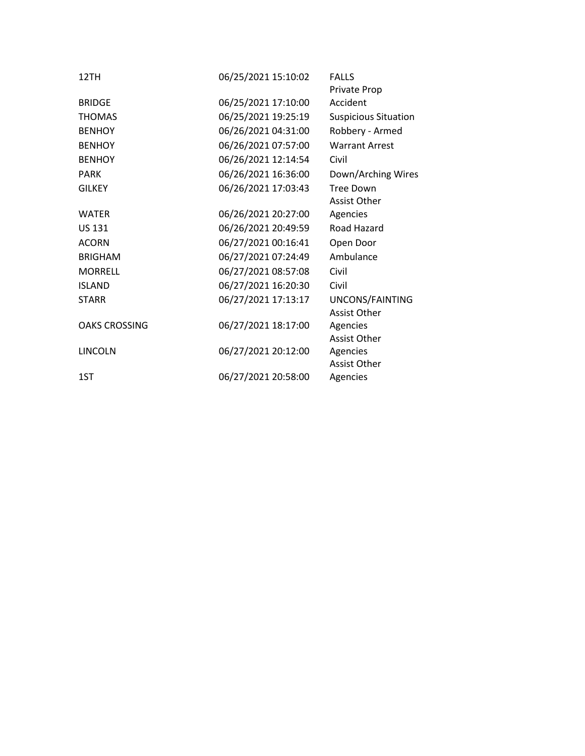| | | |
|---|---|---|
| 12TH | 06/25/2021 15:10:02 | FALLS |
| BRIDGE | 06/25/2021 17:10:00 | Private Prop Accident |
| THOMAS | 06/25/2021 19:25:19 | Suspicious Situation |
| BENHOY | 06/26/2021 04:31:00 | Robbery - Armed |
| BENHOY | 06/26/2021 07:57:00 | Warrant Arrest |
| BENHOY | 06/26/2021 12:14:54 | Civil |
| PARK | 06/26/2021 16:36:00 | Down/Arching Wires |
| GILKEY | 06/26/2021 17:03:43 | Tree Down |
| WATER | 06/26/2021 20:27:00 | Assist Other Agencies |
| US 131 | 06/26/2021 20:49:59 | Road Hazard |
| ACORN | 06/27/2021 00:16:41 | Open Door |
| BRIGHAM | 06/27/2021 07:24:49 | Ambulance |
| MORRELL | 06/27/2021 08:57:08 | Civil |
| ISLAND | 06/27/2021 16:20:30 | Civil |
| STARR | 06/27/2021 17:13:17 | UNCONS/FAINTING |
| OAKS CROSSING | 06/27/2021 18:17:00 | Assist Other Agencies |
| LINCOLN | 06/27/2021 20:12:00 | Assist Other Agencies |
| 1ST | 06/27/2021 20:58:00 | Assist Other Agencies |